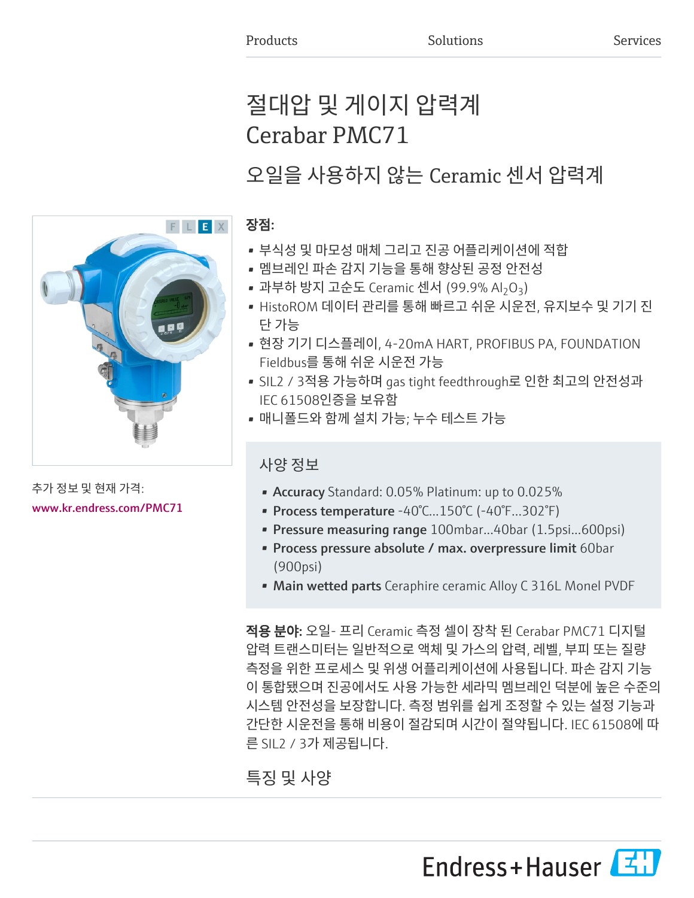Products Solutions Services

# 절대압 및 게이지 압력계 Cerabar PMC71

## 오일을 사용하지 않는 Ceramic 센서 압력계

추가 정보 및 현재 가격:

www.kr.endress.com/PMC71

**장점:**

- 부식성 및 마모성 매체 그리고 진공 어플리케이션에 적합
- 멤브레인 파손 감지 기능을 통해 향상된 공정 안전성
- 과부하 방지 고순도 Ceramic 센서 (99.9% $Al_2O_3$)
- HistoROM 데이터 관리를 통해 빠르고 쉬운 시운전, 유지보수 및 기기 진단 가능
- 현장 기기 디스플레이, 4-20mA HART, PROFIBUS PA, FOUNDATION Fieldbus를 통해 쉬운 시운전 가능
- SIL2 / 3적용 가능하며 gas tight feedthrough로 인한 최고의 안전성과 IEC 61508인증을 보유함
- 매니폴드와 함께 설치 가능; 누수 테스트 가능

### 사양 정보

- **Accuracy** Standard: 0.05% Platinum: up to 0.025%
- **Process temperature** -40°C...150°C (-40°F...302°F)
- **Pressure measuring range** 100mbar...40bar (1.5psi...600psi)
- **Process pressure absolute / max. overpressure limit** 60bar (900psi)
- **Main wetted parts** Ceraphire ceramic Alloy C 316L Monel PVDF

**적용 분야:** 오일- 프리 Ceramic 측정 셀이 장착 된 Cerabar PMC71 디지털 압력 트랜스미터는 일반적으로 액체 및 가스의 압력, 레벨, 부피 또는 질량 측정을 위한 프로세스 및 위생 어플리케이션에 사용됩니다. 파손 감지 기능이 통합됐으며 진공에서도 사용 가능한 세라믹 멤브레인 덕분에 높은 수준의 시스템 안전성을 보장합니다. 측정 범위를 쉽게 조정할 수 있는 설정 기능과 간단한 시운전을 통해 비용이 절감되며 시간이 절약됩니다. IEC 61508에 따른 SIL2 / 3가 제공됩니다.

## 특징 및 사양

Endress+Hauser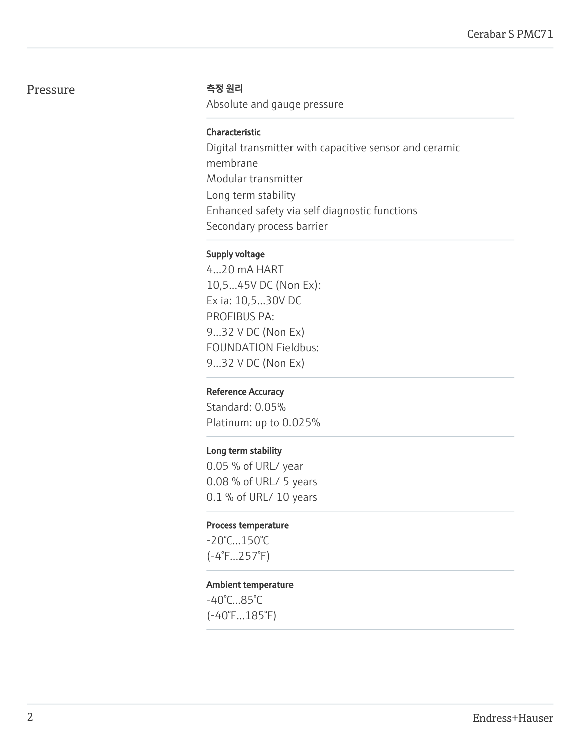# Pressure

### 측정 원리

Absolute and gauge pressure

### Characteristic

Digital transmitter with capacitive sensor and ceramic membrane
Modular transmitter
Long term stability
Enhanced safety via self diagnostic functions
Secondary process barrier

### Supply voltage

4...20 mA HART
10,5...45V DC (Non Ex):
Ex ia: 10,5...30V DC
PROFIBUS PA:
9...32 V DC (Non Ex)
FOUNDATION Fieldbus:
9...32 V DC (Non Ex)

### Reference Accuracy

Standard: 0.05%
Platinum: up to 0.025%

### Long term stability

0.05 % of URL/ year
0.08 % of URL/ 5 years
0.1 % of URL/ 10 years

### Process temperature

-20°C...150°C
(-4°F...257°F)

### Ambient temperature

-40°C...85°C
(-40°F...185°F)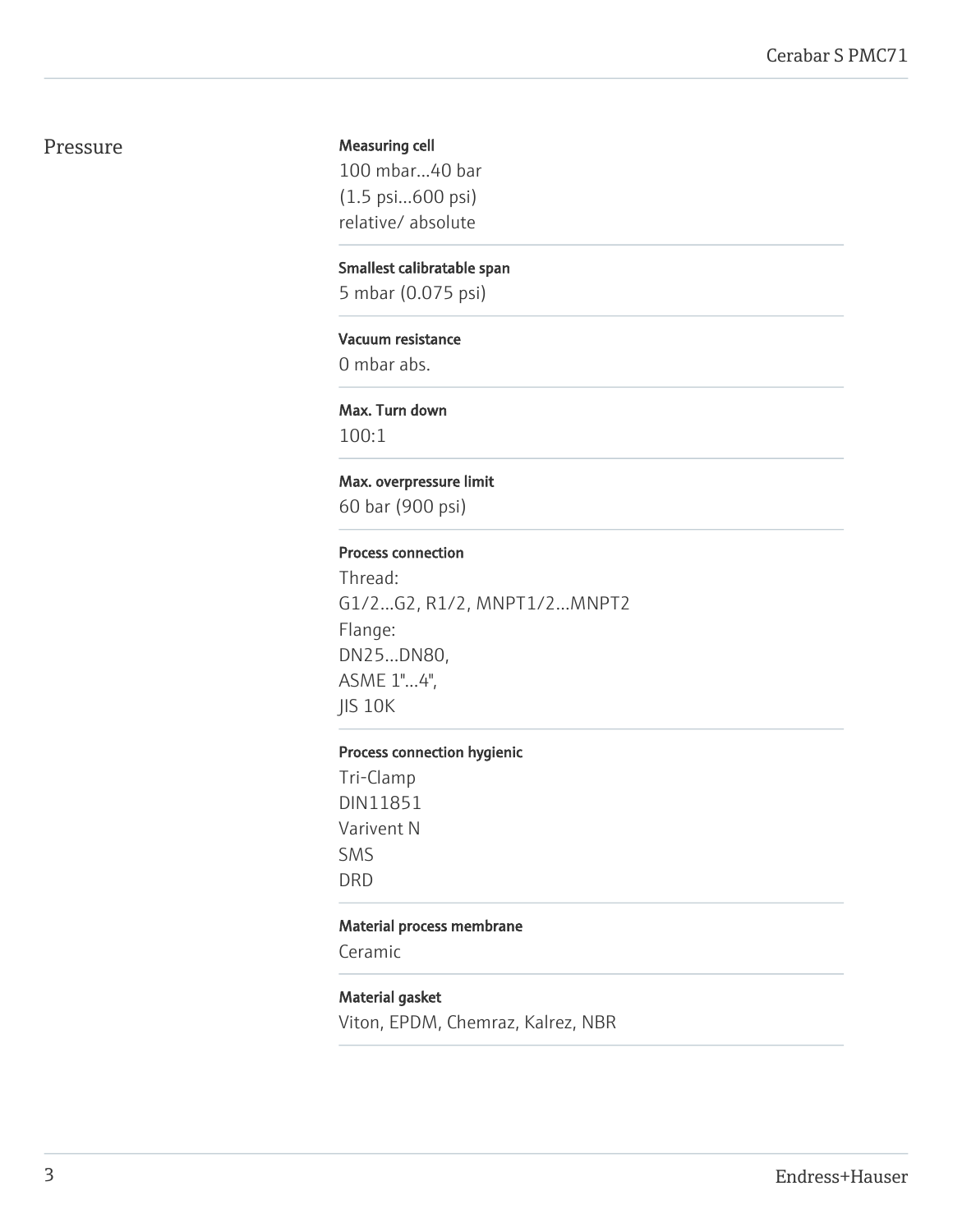## Pressure

**Measuring cell**
100 mbar...40 bar
(1.5 psi...600 psi)
relative/ absolute

**Smallest calibratable span**
5 mbar (0.075 psi)

**Vacuum resistance**
0 mbar abs.

**Max. Turn down**
100:1

**Max. overpressure limit**
60 bar (900 psi)

**Process connection**
Thread:
G1/2...G2, R1/2, MNPT1/2...MNPT2
Flange:
DN25...DN80,
ASME 1"...4",
JIS 10K

**Process connection hygienic**
Tri-Clamp
DIN11851
Varivent N
SMS
DRD

**Material process membrane**
Ceramic

**Material gasket**
Viton, EPDM, Chemraz, Kalrez, NBR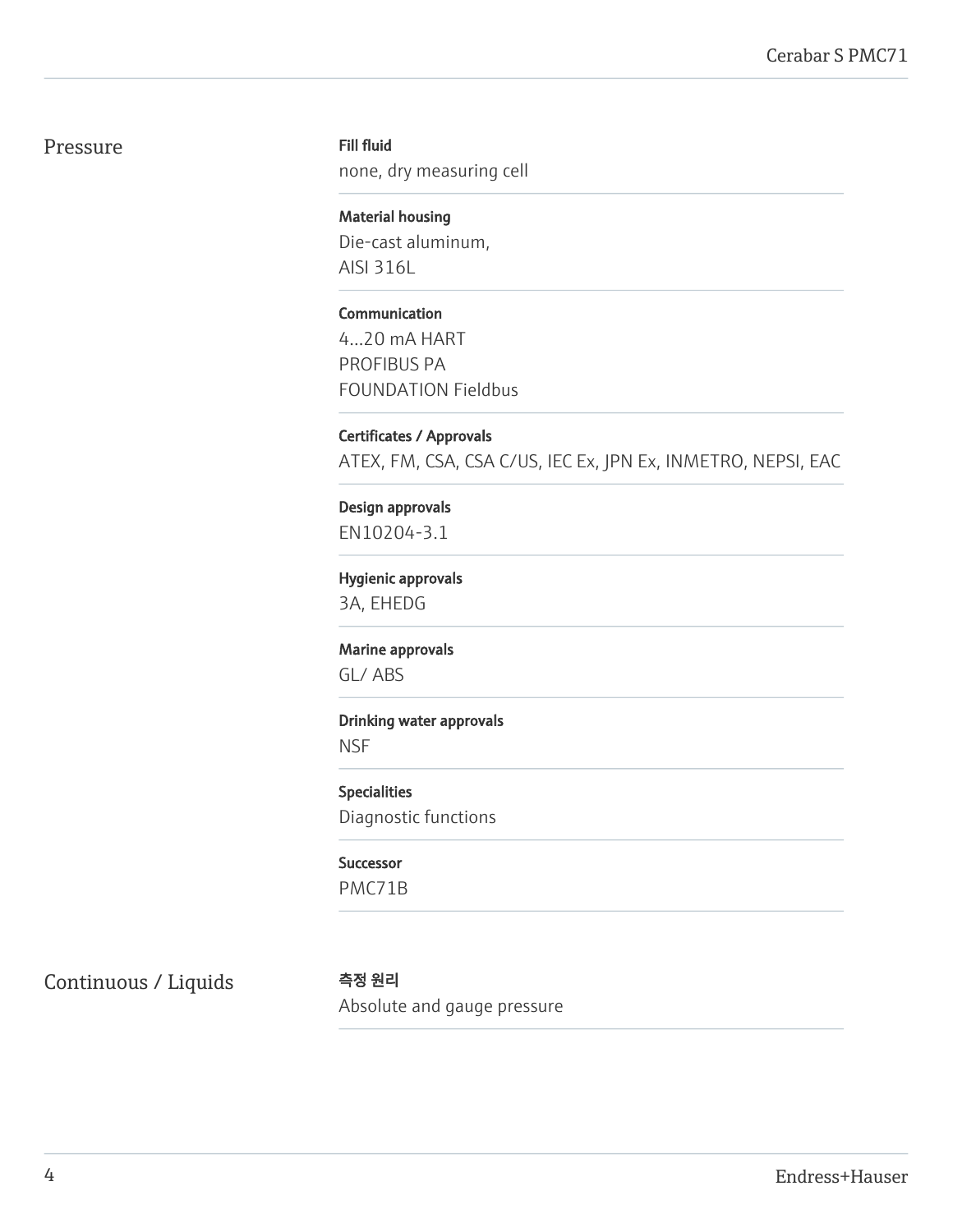## Pressure

**Fill fluid**
none, dry measuring cell

**Material housing**
Die-cast aluminum,
AISI 316L

**Communication**
4...20 mA HART
PROFIBUS PA
FOUNDATION Fieldbus

**Certificates / Approvals**
ATEX, FM, CSA, CSA C/US, IEC Ex, JPN Ex, INMETRO, NEPSI, EAC

**Design approvals**
EN10204-3.1

**Hygienic approvals**
3A, EHEDG

**Marine approvals**
GL/ ABS

**Drinking water approvals**
NSF

**Specialities**
Diagnostic functions

**Successor**
PMC71B

## Continuous / Liquids

**측정 원리**
Absolute and gauge pressure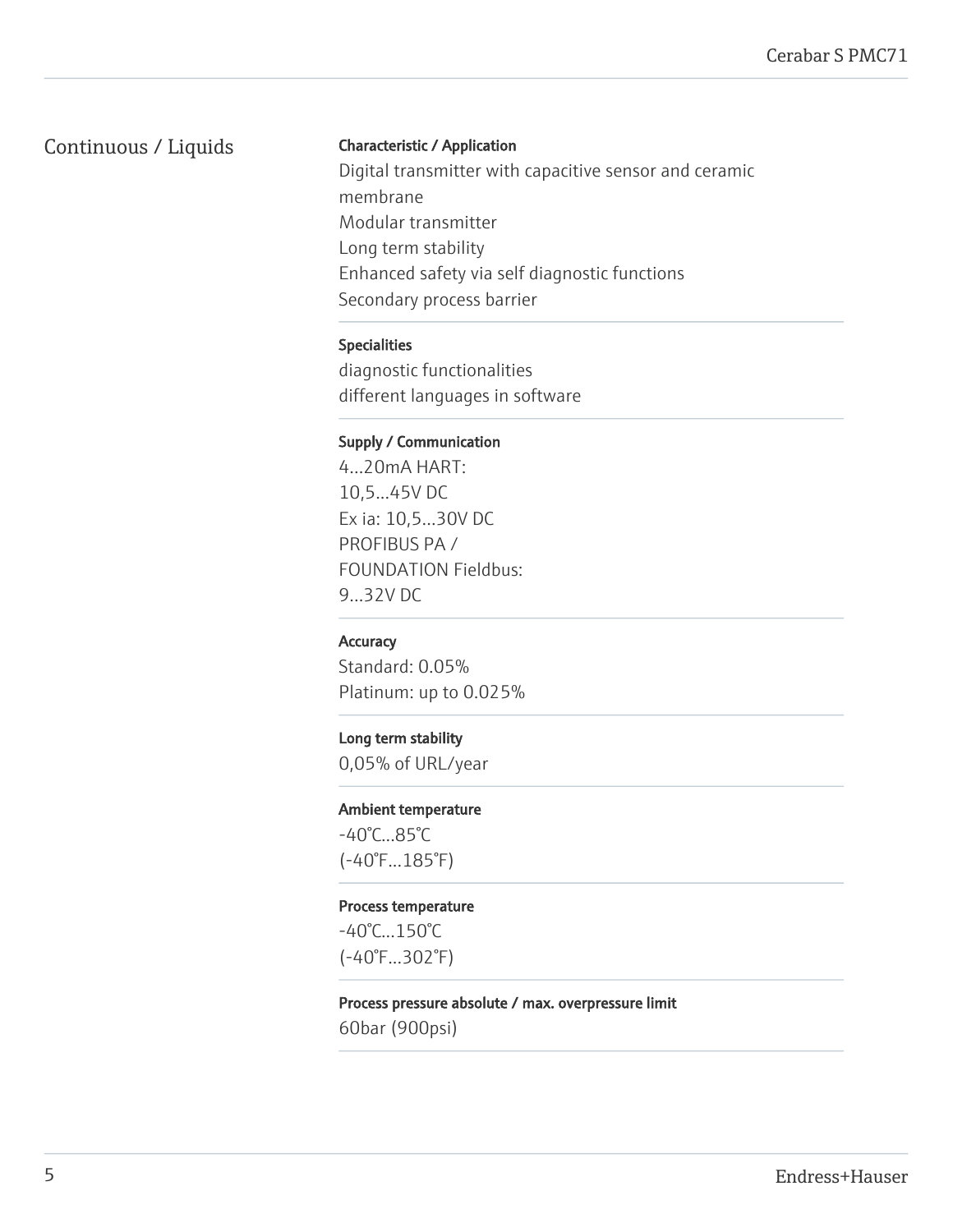## Continuous / Liquids

**Characteristic / Application**

Digital transmitter with capacitive sensor and ceramic membrane
Modular transmitter
Long term stability
Enhanced safety via self diagnostic functions
Secondary process barrier

**Specialities**

diagnostic functionalities
different languages in software

**Supply / Communication**

4...20mA HART:
10,5...45V DC
Ex ia: 10,5...30V DC
PROFIBUS PA /
FOUNDATION Fieldbus:
9...32V DC

**Accuracy**

Standard: 0.05%
Platinum: up to 0.025%

**Long term stability**

0,05% of URL/year

**Ambient temperature**

-40°C...85°C
(-40°F...185°F)

**Process temperature**

-40°C...150°C
(-40°F...302°F)

**Process pressure absolute / max. overpressure limit**

60bar (900psi)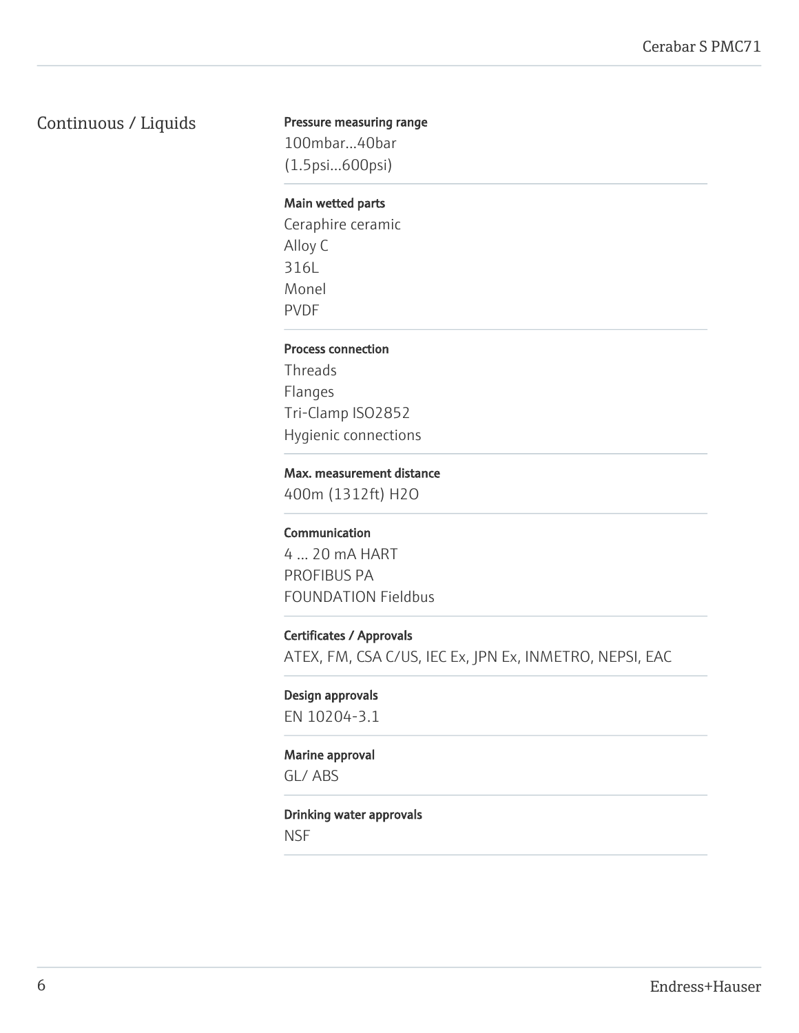## Continuous / Liquids

**Pressure measuring range**

100mbar...40bar
(1.5psi...600psi)

**Main wetted parts**

Ceraphire ceramic
Alloy C
316L
Monel
PVDF

**Process connection**

Threads
Flanges
Tri-Clamp ISO2852
Hygienic connections

**Max. measurement distance**

400m (1312ft) H2O

**Communication**

4 ... 20 mA HART
PROFIBUS PA
FOUNDATION Fieldbus

**Certificates / Approvals**

ATEX, FM, CSA C/US, IEC Ex, JPN Ex, INMETRO, NEPSI, EAC

**Design approvals**

EN 10204-3.1

**Marine approval**

GL/ ABS

**Drinking water approvals**

NSF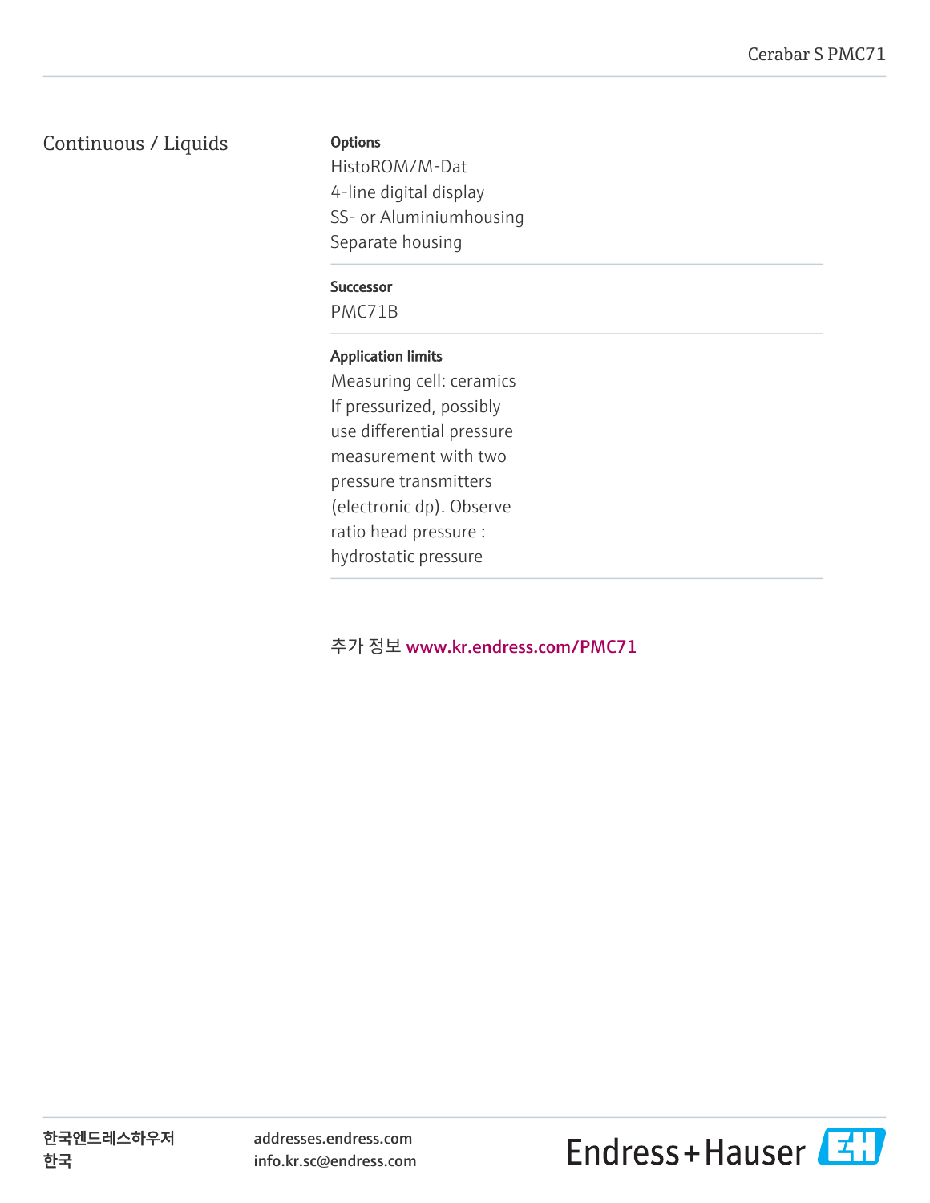Continuous / Liquids

**Options**

HistoROM/M-Dat
4-line digital display
SS- or Aluminiumhousing
Separate housing

**Successor**

PMC71B

**Application limits**

Measuring cell: ceramics
If pressurized, possibly use differential pressure measurement with two pressure transmitters (electronic dp). Observe ratio head pressure : hydrostatic pressure

추가 정보 www.kr.endress.com/PMC71

한국엔드레스하우저
한국

addresses.endress.com
info.kr.sc@endress.com

Endress+Hauser